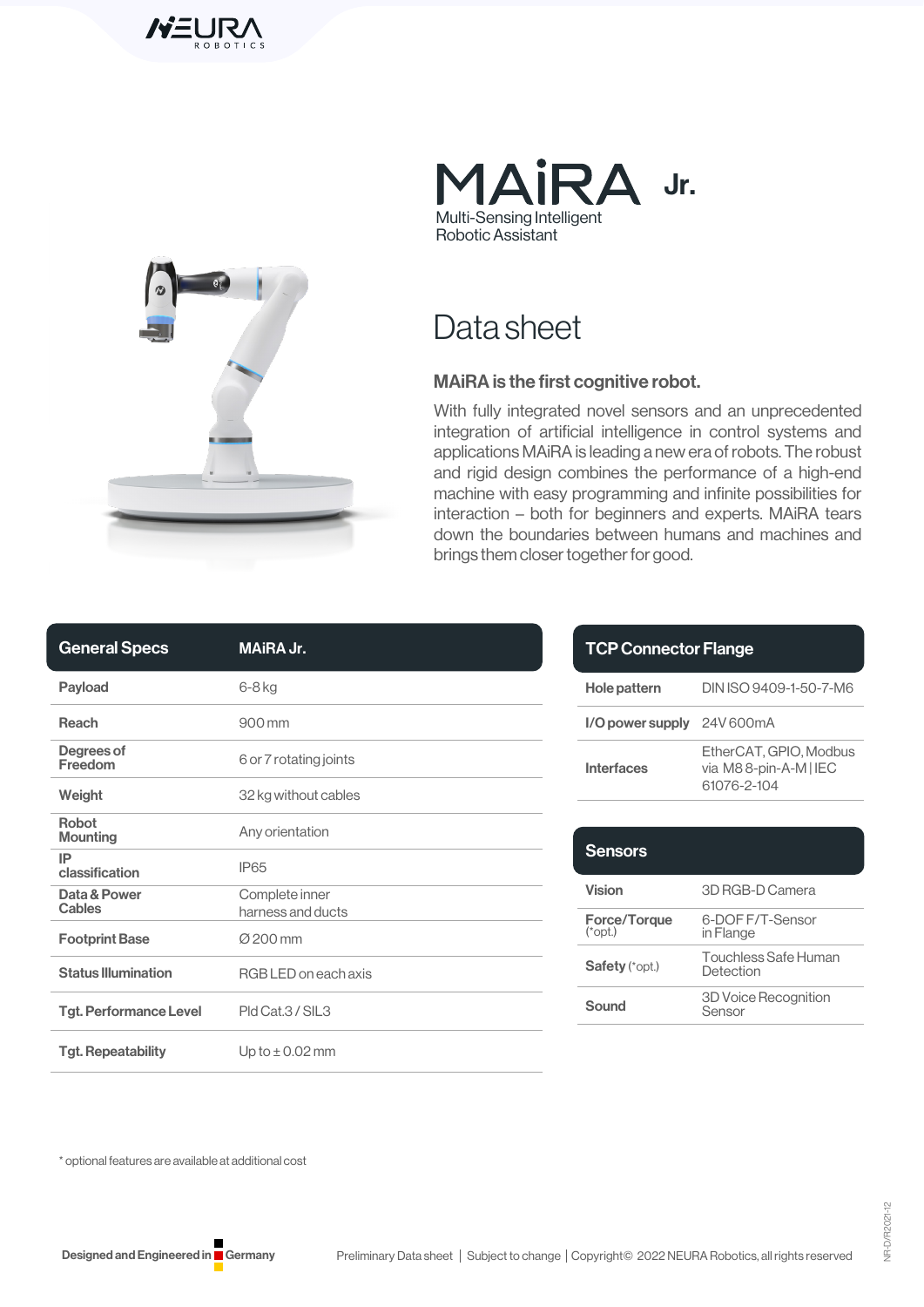# MAiRA Jr.

Multi-Sensing Intelligent Robotic Assistant

## Data sheet

### MAiRA is the first cognitive robot.

With fully integrated novel sensors and an unprecedented integration of artificial intelligence in control systems and applications MAiRA is leading a new era of robots. The robust and rigid design combines the performance of a high-end machine with easy programming and infinite possibilities for interaction – both for beginners and experts. MAiRA tears down the boundaries between humans and machines and brings them closer together for good.

| General Specs | MAiRA Jr. |
| --- | --- |
| Payload | 6-8 kg |
| Reach | 900 mm |
| Degrees of Freedom | 6 or 7 rotating joints |
| Weight | 32 kg without cables |
| Robot Mounting | Any orientation |
| IP classification | IP65 |
| Data & Power Cables | Complete inner harness and ducts |
| Footprint Base | Ø 200 mm |
| Status Illumination | RGB LED on each axis |
| Tgt. Performance Level | Pld Cat.3 / SIL3 |
| Tgt. Repeatability | Up to ± 0.02 mm |

| TCP Connector Flange | |
| --- | --- |
| Hole pattern | DIN ISO 9409-1-50-7-M6 |
| I/O power supply | 24V 600mA |
| Interfaces | EtherCAT, GPIO, Modbus via M8 8-pin-A-M \| IEC 61076-2-104 |

| Sensors | |
| --- | --- |
| Vision | 3D RGB-D Camera |
| Force/Torque (*opt.) | 6-DOF F/T-Sensor in Flange |
| Safety (*opt.) | Touchless Safe Human Detection |
| Sound | 3D Voice Recognition Sensor |

* optional features are available at additional cost

Designed and Engineered in Germany

Preliminary Data sheet | Subject to change | Copyright© 2022 NEURA Robotics, all rights reserved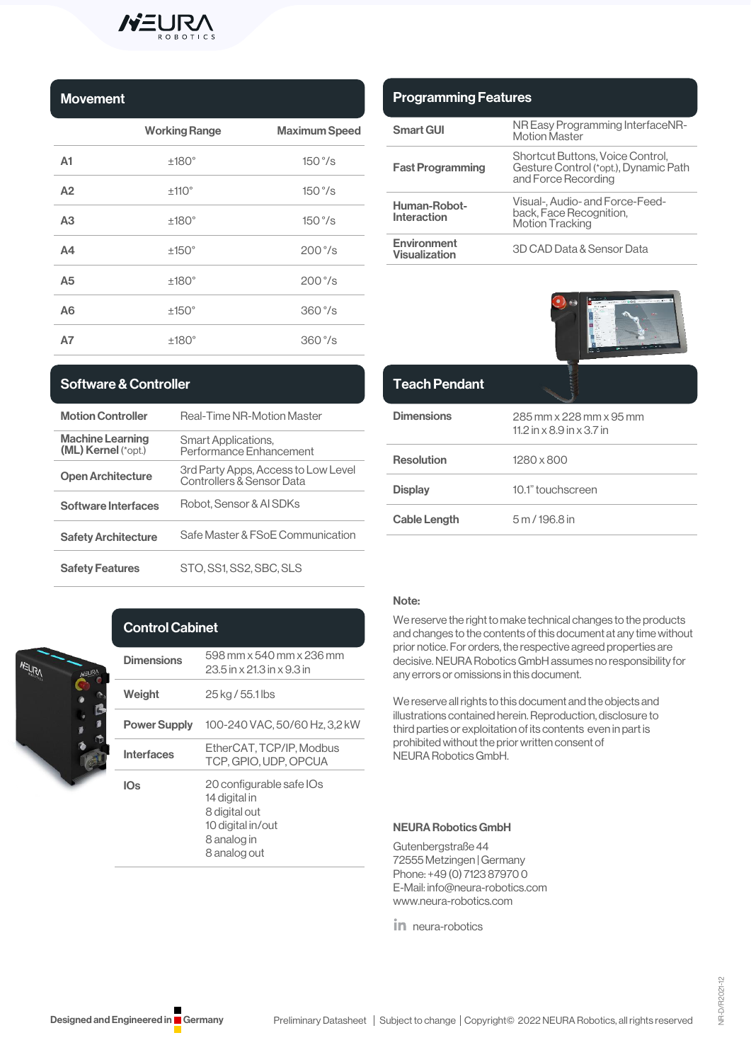## Movement

| | Working Range | Maximum Speed |
|---|---|---|
| A1 | ±180° | 150 °/s |
| A2 | ±110° | 150 °/s |
| A3 | ±180° | 150 °/s |
| A4 | ±150° | 200 °/s |
| A5 | ±180° | 200 °/s |
| A6 | ±150° | 360 °/s |
| A7 | ±180° | 360 °/s |

## Programming Features

| | |
|---|---|
| **Smart GUI** | NR Easy Programming InterfaceNR-Motion Master |
| **Fast Programming** | Shortcut Buttons, Voice Control, Gesture Control (*opt.), Dynamic Path and Force Recording |
| **Human-Robot-Interaction** | Visual-, Audio- and Force-Feed-back, Face Recognition, Motion Tracking |
| **Environment Visualization** | 3D CAD Data & Sensor Data |

## Software & Controller

| | |
|---|---|
| **Motion Controller** | Real-Time NR-Motion Master |
| **Machine Learning (ML) Kernel** (*opt.) | Smart Applications, Performance Enhancement |
| **Open Architecture** | 3rd Party Apps, Access to Low Level Controllers & Sensor Data |
| **Software Interfaces** | Robot, Sensor & AI SDKs |
| **Safety Architecture** | Safe Master & FSoE Communication |
| **Safety Features** | STO, SS1, SS2, SBC, SLS |

## Teach Pendant

| | |
|---|---|
| **Dimensions** | 285 mm x 228 mm x 95 mm<br>11.2 in x 8.9 in x 3.7 in |
| **Resolution** | 1280 x 800 |
| **Display** | 10.1" touchscreen |
| **Cable Length** | 5 m / 196.8 in |

## Control Cabinet

| | |
|---|---|
| **Dimensions** | 598 mm x 540 mm x 236 mm<br>23.5 in x 21.3 in x 9.3 in |
| **Weight** | 25 kg / 55.1 lbs |
| **Power Supply** | 100-240 VAC, 50/60 Hz, 3,2 kW |
| **Interfaces** | EtherCAT, TCP/IP, Modbus TCP, GPIO, UDP, OPCUA |
| **IOs** | 20 configurable safe IOs<br>14 digital in<br>8 digital out<br>10 digital in/out<br>8 analog in<br>8 analog out |

**Note:**

We reserve the right to make technical changes to the products and changes to the contents of this document at any time without prior notice. For orders, the respective agreed properties are decisive. NEURA Robotics GmbH assumes no responsibility for any errors or omissions in this document.

We reserve all rights to this document and the objects and illustrations contained herein. Reproduction, disclosure to third parties or exploitation of its contents even in part is prohibited without the prior written consent of NEURA Robotics GmbH.

**NEURA Robotics GmbH**

Gutenbergstraße 44
72555 Metzingen | Germany
Phone: +49 (0) 7123 87970 0
E-Mail: info@neura-robotics.com
www.neura-robotics.com

in neura-robotics

Designed and Engineered in Germany

Preliminary Datasheet | Subject to change | Copyright© 2022 NEURA Robotics, all rights reserved

NR-D/R2021-12